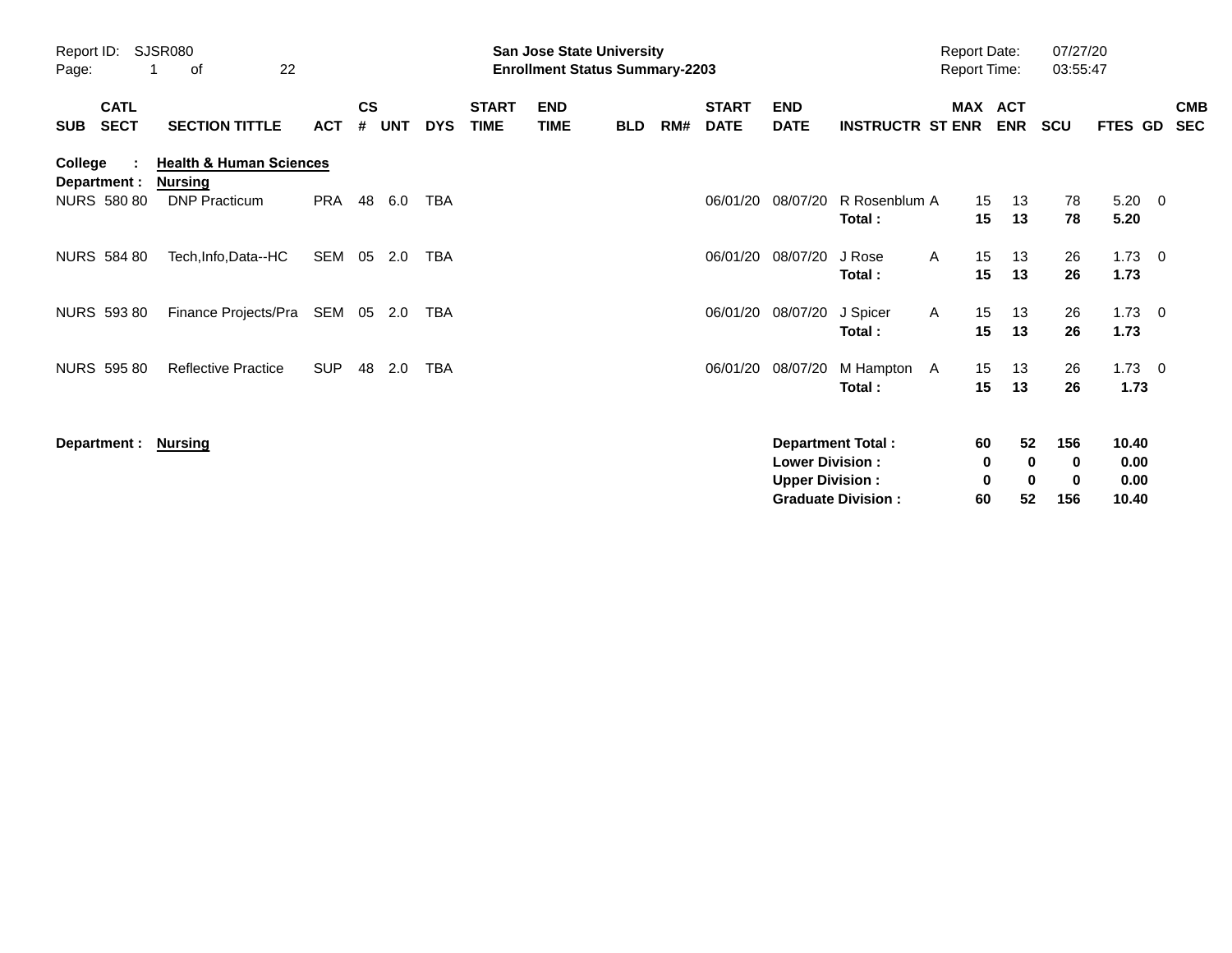Report ID: SJSR080

**San Jose State University**
**Enrollment Status Summary-2203**

Report Date: 07/27/20
Report Time: 03:55:47

**College : Health & Human Sciences**
**Department : Nursing**

| SUB | CATL SECT | SECTION TITTLE | ACT | CS # | UNT | DYS | START TIME | END TIME | BLD | RM# | START DATE | END DATE | INSTRUCTR | ST | MAX ENR | ACT ENR | SCU | FTES | GD | CMB SEC |
|---|---|---|---|---|---|---|---|---|---|---|---|---|---|---|---|---|---|---|---|---|
| NURS | 580 80 | DNP Practicum | PRA | 48 | 6.0 | TBA | | | | | 06/01/20 | 08/07/20 | R Rosenblum | A | 15 | 13 | 78 | 5.20 | 0 | |
| | | | | | | | | | | | | | **Total :** | | **15** | **13** | **78** | **5.20** | | |
| NURS | 584 80 | Tech,Info,Data--HC | SEM | 05 | 2.0 | TBA | | | | | 06/01/20 | 08/07/20 | J Rose | A | 15 | 13 | 26 | 1.73 | 0 | |
| | | | | | | | | | | | | | **Total :** | | **15** | **13** | **26** | **1.73** | | |
| NURS | 593 80 | Finance Projects/Pra | SEM | 05 | 2.0 | TBA | | | | | 06/01/20 | 08/07/20 | J Spicer | A | 15 | 13 | 26 | 1.73 | 0 | |
| | | | | | | | | | | | | | **Total :** | | **15** | **13** | **26** | **1.73** | | |
| NURS | 595 80 | Reflective Practice | SUP | 48 | 2.0 | TBA | | | | | 06/01/20 | 08/07/20 | M Hampton | A | 15 | 13 | 26 | 1.73 | 0 | |
| | | | | | | | | | | | | | **Total :** | | **15** | **13** | **26** | **1.73** | | |

**Department : Nursing**

| | MAX ENR | ACT ENR | SCU | FTES |
|---|---|---|---|---|
| **Department Total :** | **60** | **52** | **156** | **10.40** |
| **Lower Division :** | **0** | **0** | **0** | **0.00** |
| **Upper Division :** | **0** | **0** | **0** | **0.00** |
| **Graduate Division :** | **60** | **52** | **156** | **10.40** |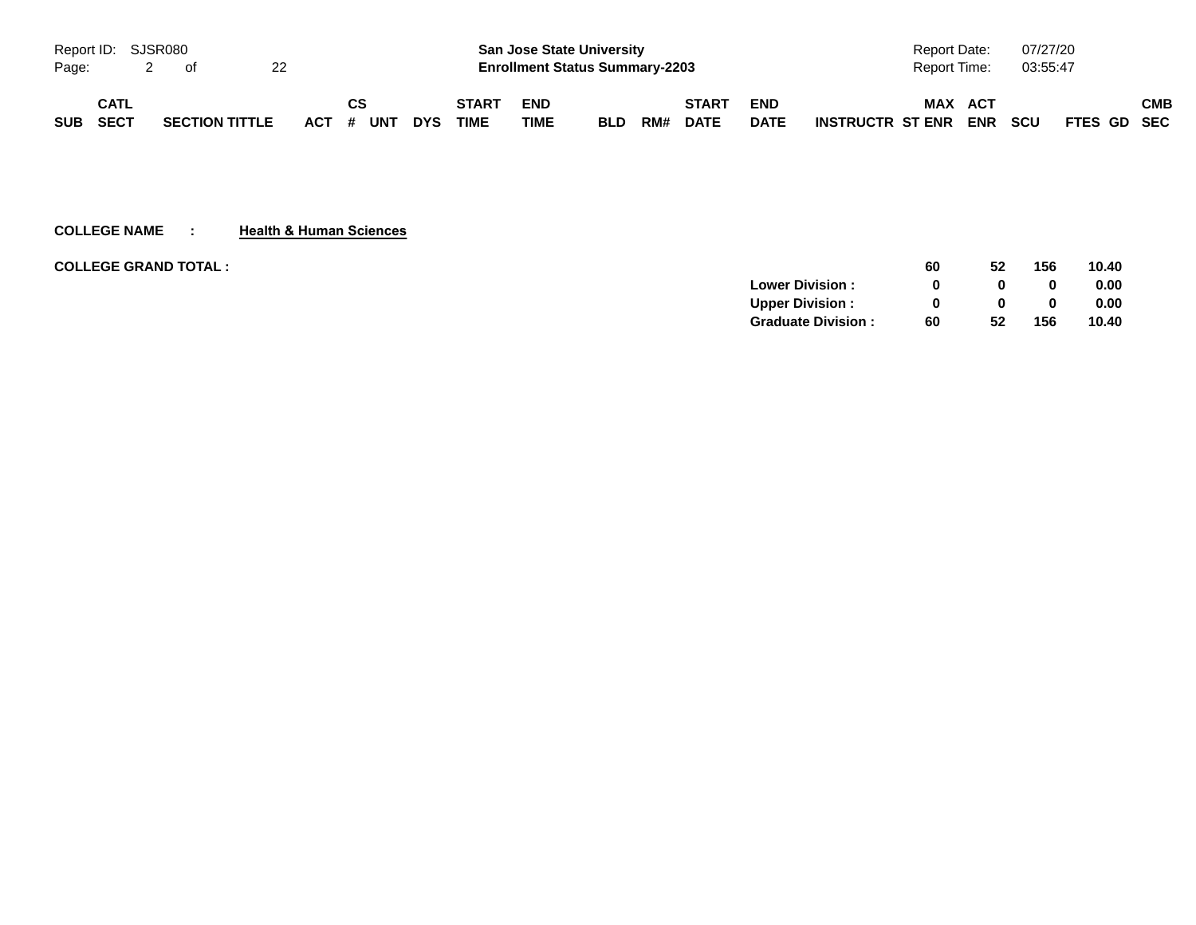| SUB | CATL SECT | SECTION TITTLE | ACT | CS # | UNT | DYS | START TIME | END TIME | BLD | RM# | START DATE | END DATE | INSTRUCTR | MAX ST ENR | ACT ENR | SCU | FTES | GD | CMB SEC |
|---|---|---|---|---|---|---|---|---|---|---|---|---|---|---|---|---|---|---|---|

**COLLEGE NAME : Health & Human Sciences**

| | | | | | |
|---|---|---|---|---|---|
| **COLLEGE GRAND TOTAL :** | | **60** | **52** | **156** | **10.40** |
| | **Lower Division :** | **0** | **0** | **0** | **0.00** |
| | **Upper Division :** | **0** | **0** | **0** | **0.00** |
| | **Graduate Division :** | **60** | **52** | **156** | **10.40** |